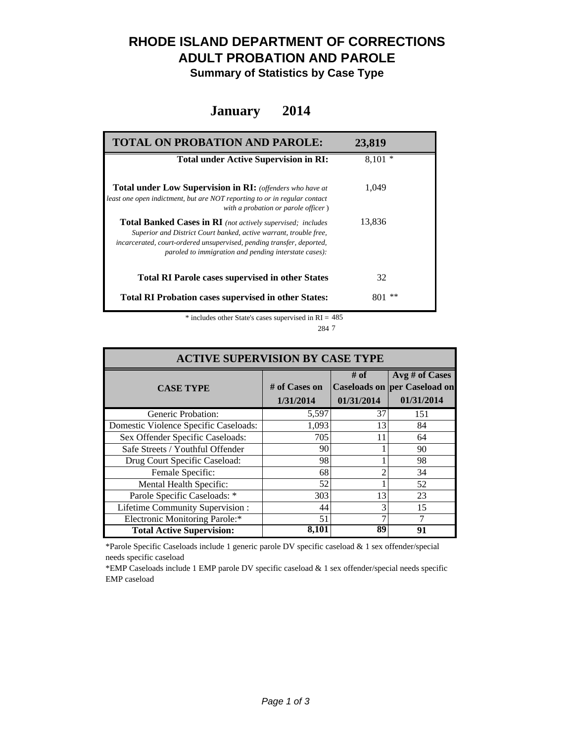# RHODE ISLAND DEPARTMENT OF CORRECTIONS
# ADULT PROBATION AND PAROLE
## Summary of Statistics by Case Type

## January 2014

| TOTAL ON PROBATION AND PAROLE: | 23,819 |
|---|---|
| **Total under Active Supervision in RI:** | 8,101 * |
| **Total under Low Supervision in RI:** *(offenders who have at least one open indictment, but are NOT reporting to or in regular contact with a probation or parole officer )* | 1,049 |
| **Total Banked Cases in RI** *(not actively supervised; includes Superior and District Court banked, active warrant, trouble free, incarcerated, court-ordered unsupervised, pending transfer, deported, paroled to immigration and pending interstate cases):* | 13,836 |
| **Total RI Parole cases supervised in other States** | 32 |
| **Total RI Probation cases supervised in other States:** | 801 ** |

\* includes other State's cases supervised in RI = 485

284 7

| ACTIVE SUPERVISION BY CASE TYPE | | | |
|---|---|---|---|
| **CASE TYPE** | **# of Cases on 1/31/2014** | **# of Caseloads on 01/31/2014** | **Avg # of Cases per Caseload on 01/31/2014** |
| Generic Probation: | 5,597 | 37 | 151 |
| Domestic Violence Specific Caseloads: | 1,093 | 13 | 84 |
| Sex Offender Specific Caseloads: | 705 | 11 | 64 |
| Safe Streets / Youthful Offender | 90 | 1 | 90 |
| Drug Court Specific Caseload: | 98 | 1 | 98 |
| Female Specific: | 68 | 2 | 34 |
| Mental Health Specific: | 52 | 1 | 52 |
| Parole Specific Caseloads: * | 303 | 13 | 23 |
| Lifetime Community Supervision : | 44 | 3 | 15 |
| Electronic Monitoring Parole:* | 51 | 7 | 7 |
| **Total Active Supervision:** | **8,101** | **89** | **91** |

*Parole Specific Caseloads include 1 generic parole DV specific caseload & 1 sex offender/special needs specific caseload

*EMP Caseloads include 1 EMP parole DV specific caseload & 1 sex offender/special needs specific EMP caseload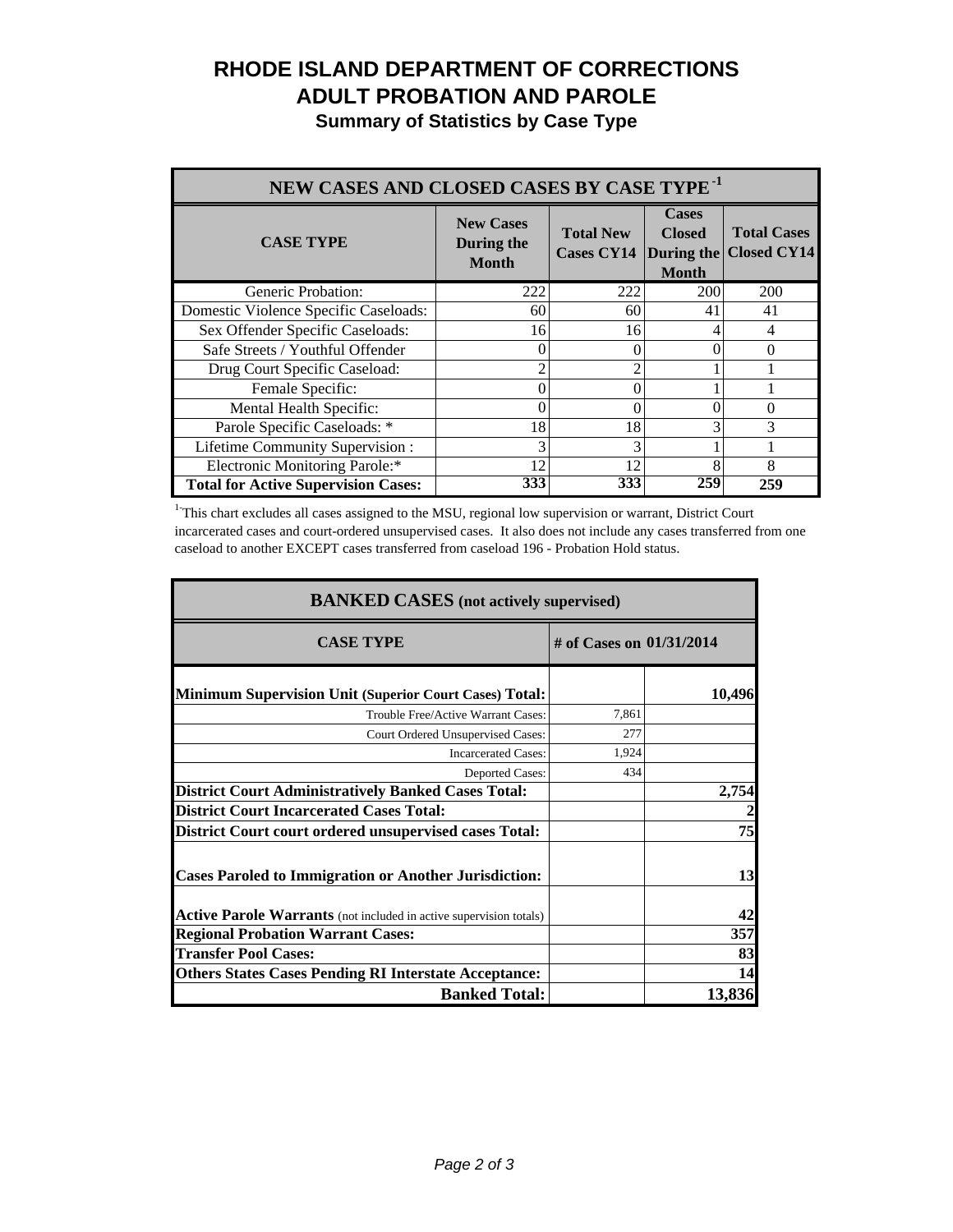# RHODE ISLAND DEPARTMENT OF CORRECTIONS
# ADULT PROBATION AND PAROLE
## Summary of Statistics by Case Type

| NEW CASES AND CLOSED CASES BY CASE TYPE [1] | | | | |
|---|---|---|---|---|
| **CASE TYPE** | **New Cases During the Month** | **Total New Cases CY14** | **Cases Closed During the Month** | **Total Cases Closed CY14** |
| Generic Probation: | 222 | 222 | 200 | 200 |
| Domestic Violence Specific Caseloads: | 60 | 60 | 41 | 41 |
| Sex Offender Specific Caseloads: | 16 | 16 | 4 | 4 |
| Safe Streets / Youthful Offender | 0 | 0 | 0 | 0 |
| Drug Court Specific Caseload: | 2 | 2 | 1 | 1 |
| Female Specific: | 0 | 0 | 1 | 1 |
| Mental Health Specific: | 0 | 0 | 0 | 0 |
| Parole Specific Caseloads: * | 18 | 18 | 3 | 3 |
| Lifetime Community Supervision : | 3 | 3 | 1 | 1 |
| Electronic Monitoring Parole:* | 12 | 12 | 8 | 8 |
| **Total for Active Supervision Cases:** | **333** | **333** | **259** | **259** |

[1-]This chart excludes all cases assigned to the MSU, regional low supervision or warrant, District Court incarcerated cases and court-ordered unsupervised cases. It also does not include any cases transferred from one caseload to another EXCEPT cases transferred from caseload 196 - Probation Hold status.

| BANKED CASES (not actively supervised) | | |
|---|---|---|
| **CASE TYPE** | **# of Cases on 01/31/2014** | |
| **Minimum Supervision Unit (Superior Court Cases) Total:** | | **10,496** |
| Trouble Free/Active Warrant Cases: | 7,861 | |
| Court Ordered Unsupervised Cases: | 277 | |
| Incarcerated Cases: | 1,924 | |
| Deported Cases: | 434 | |
| **District Court Administratively Banked Cases Total:** | | **2,754** |
| **District Court Incarcerated Cases Total:** | | **2** |
| **District Court court ordered unsupervised cases Total:** | | **75** |
| **Cases Paroled to Immigration or Another Jurisdiction:** | | **13** |
| **Active Parole Warrants** (not included in active supervision totals) | | **42** |
| **Regional Probation Warrant Cases:** | | **357** |
| **Transfer Pool Cases:** | | **83** |
| **Others States Cases Pending RI Interstate Acceptance:** | | **14** |
| **Banked Total:** | | **13,836** |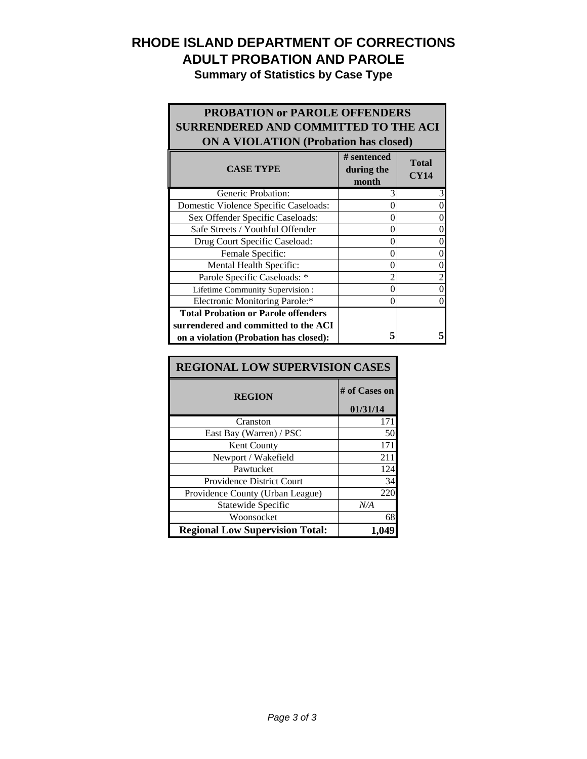# RHODE ISLAND DEPARTMENT OF CORRECTIONS
# ADULT PROBATION AND PAROLE
## Summary of Statistics by Case Type

| PROBATION or PAROLE OFFENDERS SURRENDERED AND COMMITTED TO THE ACI ON A VIOLATION (Probation has closed) | | |
|---|---|---|
| **CASE TYPE** | **# sentenced during the month** | **Total CY14** |
| Generic Probation: | 3 | 3 |
| Domestic Violence Specific Caseloads: | 0 | 0 |
| Sex Offender Specific Caseloads: | 0 | 0 |
| Safe Streets / Youthful Offender | 0 | 0 |
| Drug Court Specific Caseload: | 0 | 0 |
| Female Specific: | 0 | 0 |
| Mental Health Specific: | 0 | 0 |
| Parole Specific Caseloads: * | 2 | 2 |
| Lifetime Community Supervision : | 0 | 0 |
| Electronic Monitoring Parole:* | 0 | 0 |
| **Total Probation or Parole offenders surrendered and committed to the ACI on a violation (Probation has closed):** | **5** | **5** |

| REGIONAL LOW SUPERVISION CASES | |
|---|---|
| **REGION** | **# of Cases on 01/31/14** |
| Cranston | 171 |
| East Bay (Warren) / PSC | 50 |
| Kent County | 171 |
| Newport / Wakefield | 211 |
| Pawtucket | 124 |
| Providence District Court | 34 |
| Providence County (Urban League) | 220 |
| Statewide Specific | *N/A* |
| Woonsocket | 68 |
| **Regional Low Supervision Total:** | **1,049** |